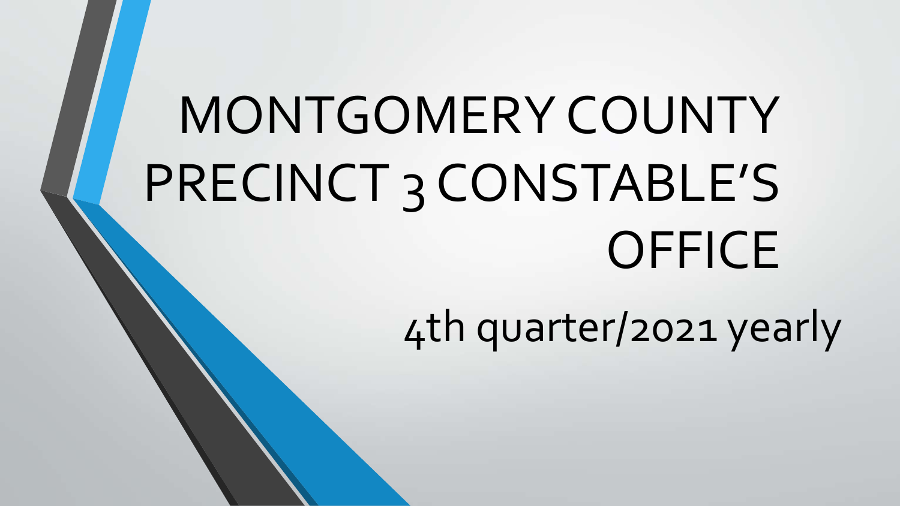# MONTGOMERY COUNTY PRECINCT 3 CONSTABLE'S OFFICE

4th quarter/2021 yearly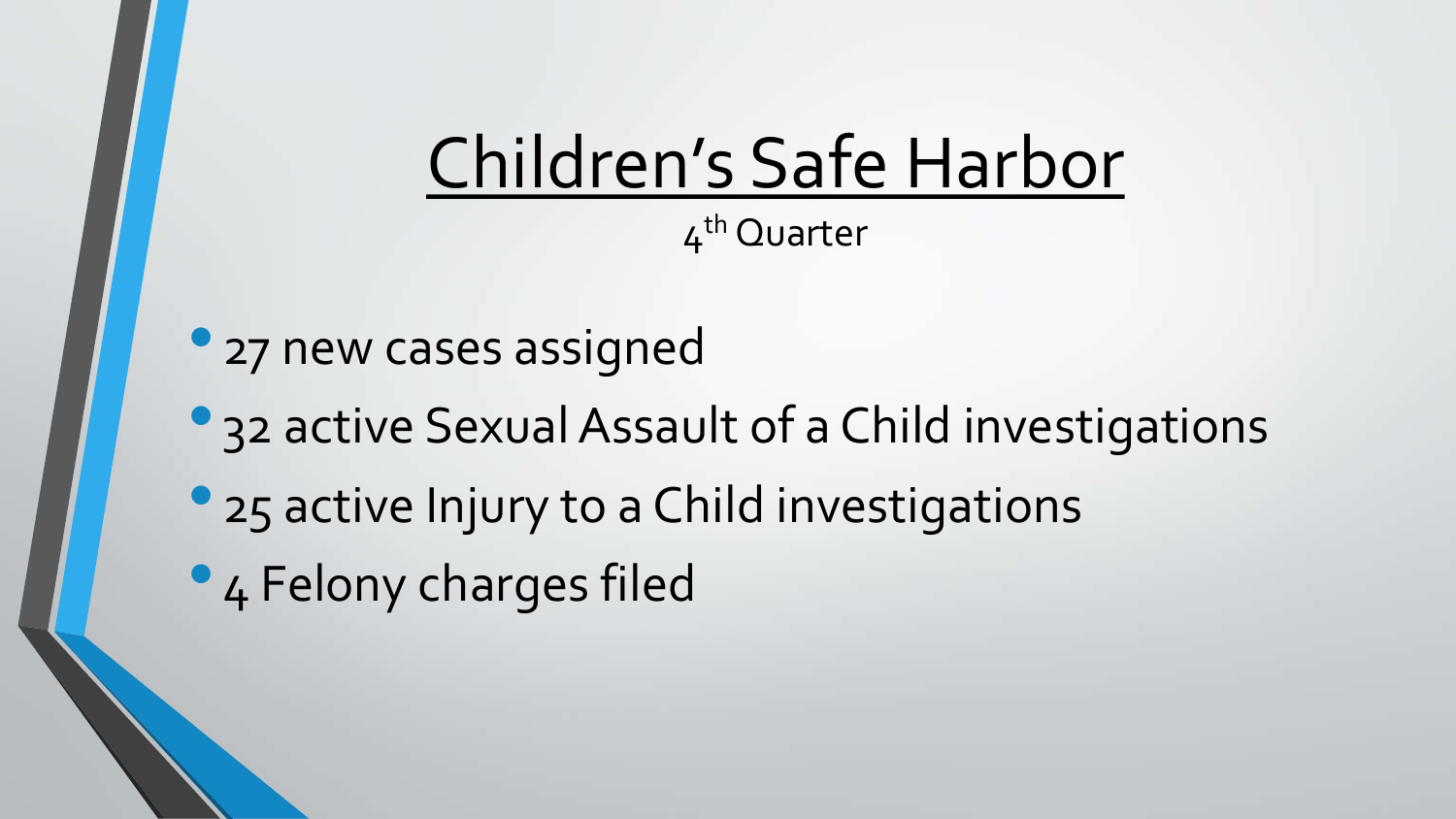# Children's Safe Harbor

4th Quarter

- 27 new cases assigned
- 32 active Sexual Assault of a Child investigations
- 25 active Injury to a Child investigations
- 4 Felony charges filed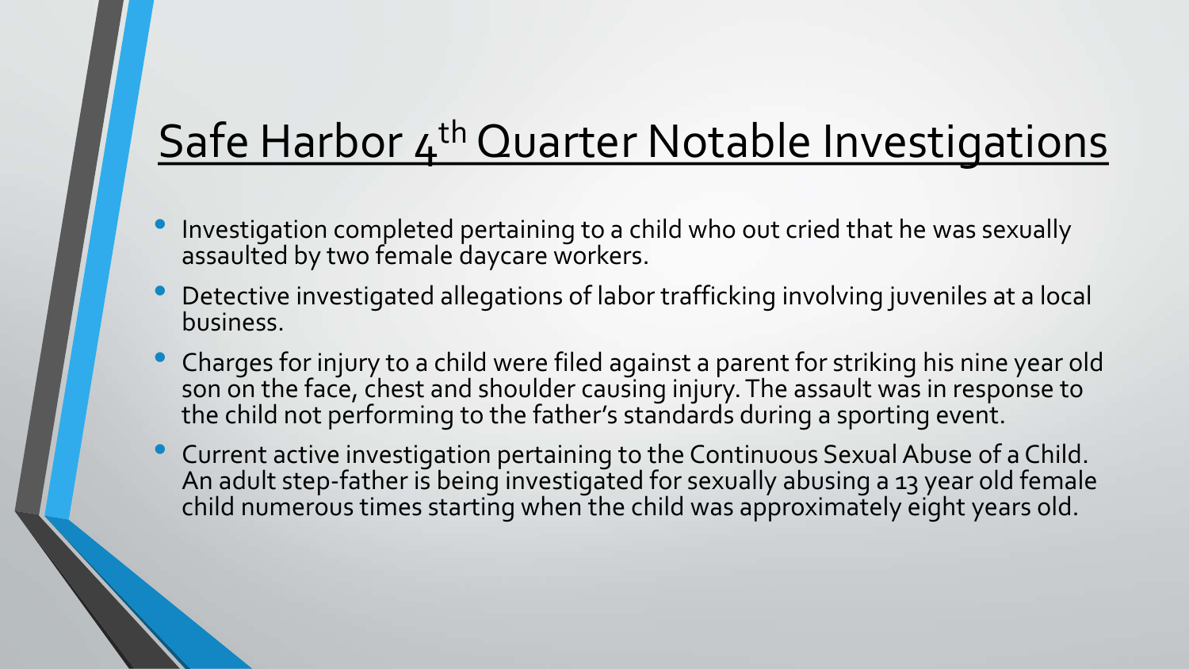# Safe Harbor 4th Quarter Notable Investigations

- Investigation completed pertaining to a child who out cried that he was sexually assaulted by two female daycare workers.
- Detective investigated allegations of labor trafficking involving juveniles at a local business.
- Charges for injury to a child were filed against a parent for striking his nine year old son on the face, chest and shoulder causing injury. The assault was in response to the child not performing to the father's standards during a sporting event.
- Current active investigation pertaining to the Continuous Sexual Abuse of a Child. An adult step-father is being investigated for sexually abusing a 13 year old female child numerous times starting when the child was approximately eight years old.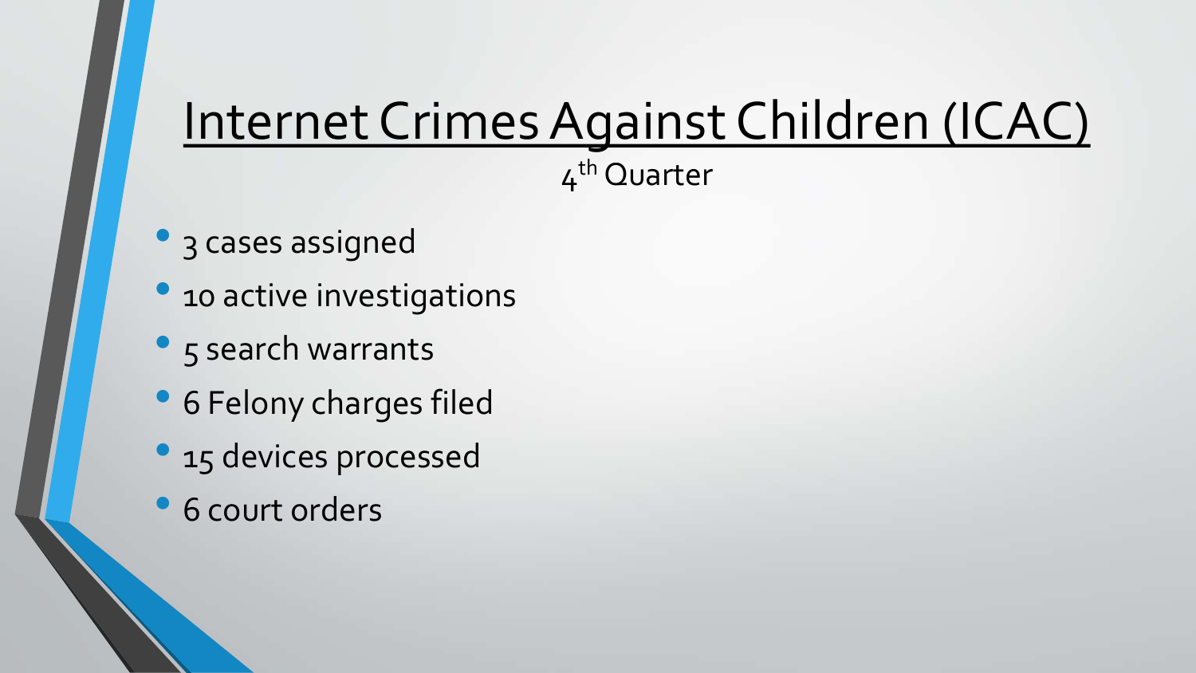# Internet Crimes Against Children (ICAC)

4th Quarter

- 3 cases assigned
- 10 active investigations
- 5 search warrants
- 6 Felony charges filed
- 15 devices processed
- 6 court orders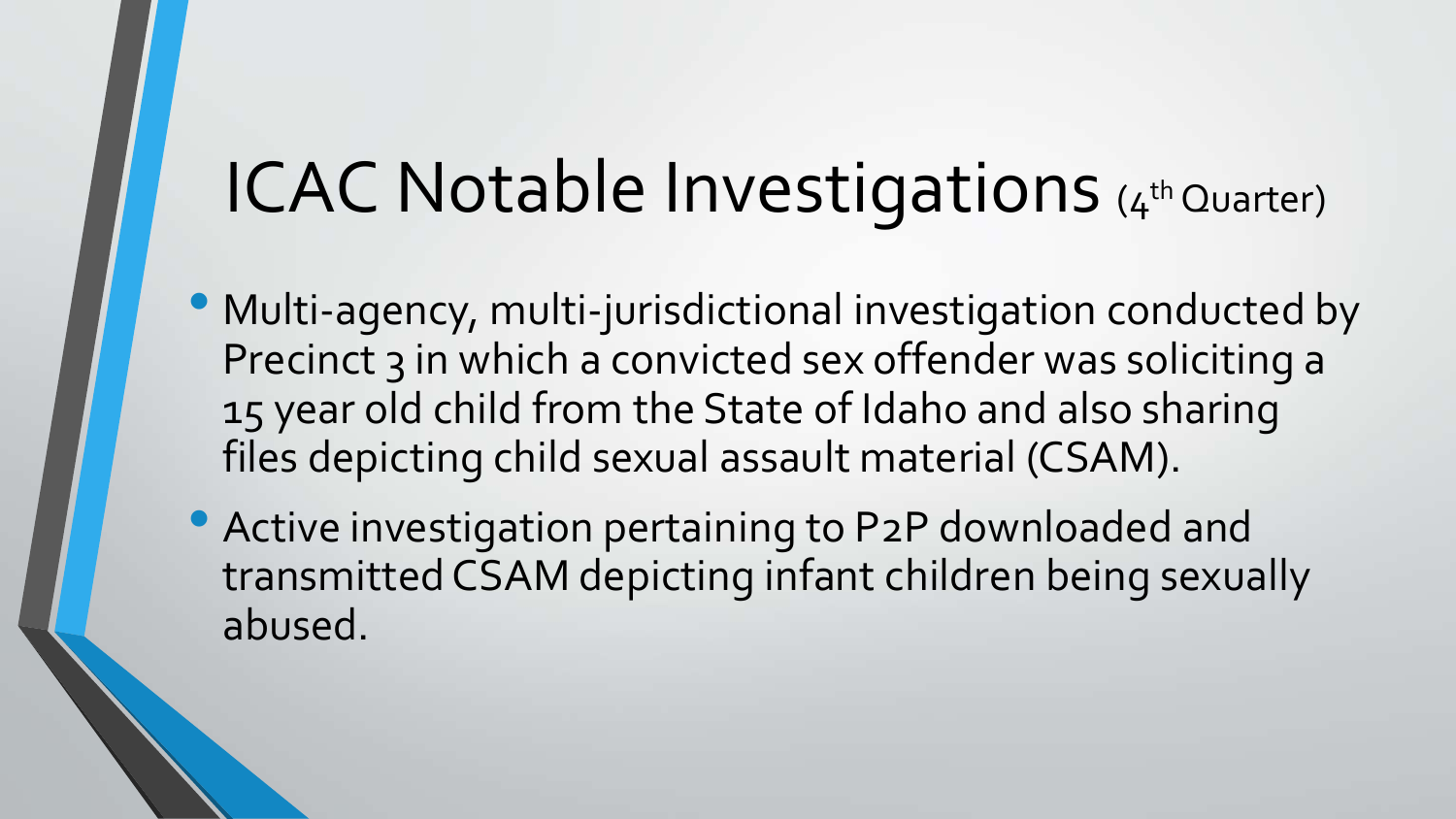# ICAC Notable Investigations (4th Quarter)

- Multi-agency, multi-jurisdictional investigation conducted by Precinct 3 in which a convicted sex offender was soliciting a 15 year old child from the State of Idaho and also sharing files depicting child sexual assault material (CSAM).
- Active investigation pertaining to P2P downloaded and transmitted CSAM depicting infant children being sexually abused.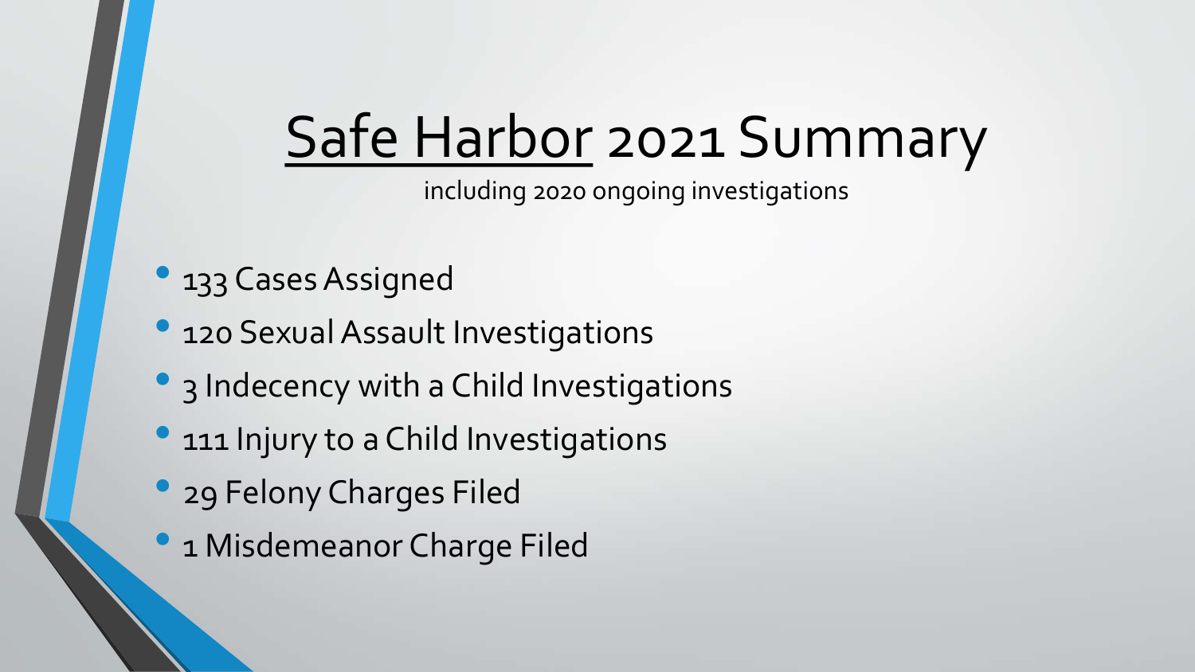# Safe Harbor 2021 Summary

including 2020 ongoing investigations

- 133 Cases Assigned
- 120 Sexual Assault Investigations
- 3 Indecency with a Child Investigations
- 111 Injury to a Child Investigations
- 29 Felony Charges Filed
- 1 Misdemeanor Charge Filed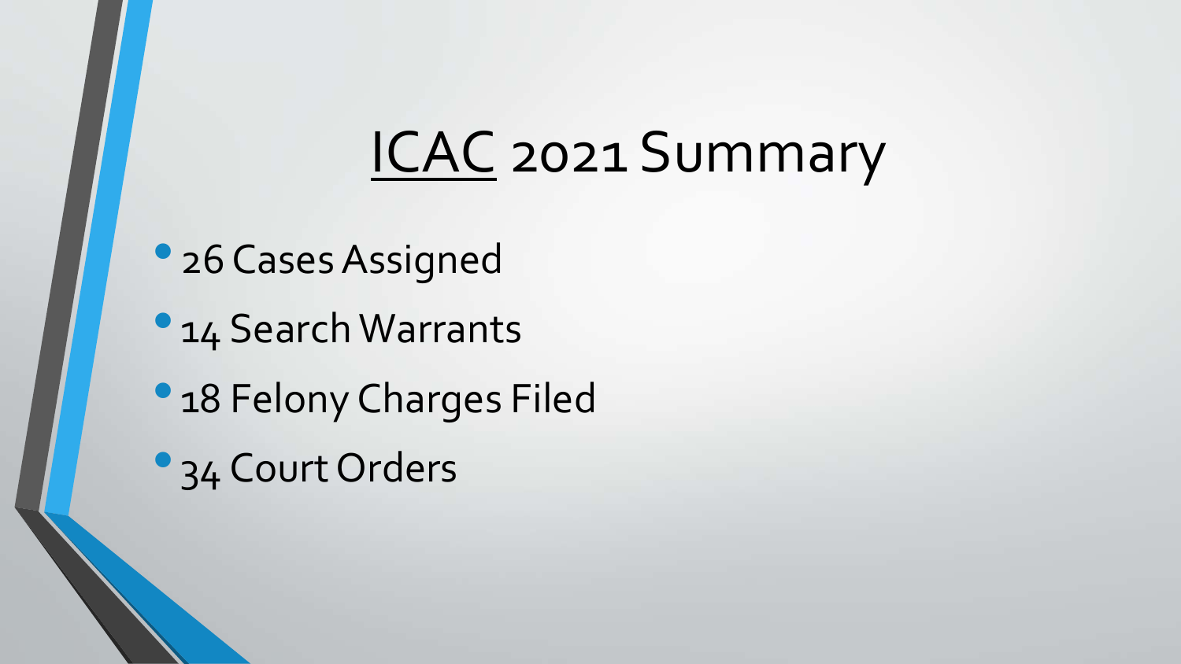# ICAC 2021 Summary

- 26 Cases Assigned
- 14 Search Warrants
- 18 Felony Charges Filed
- 34 Court Orders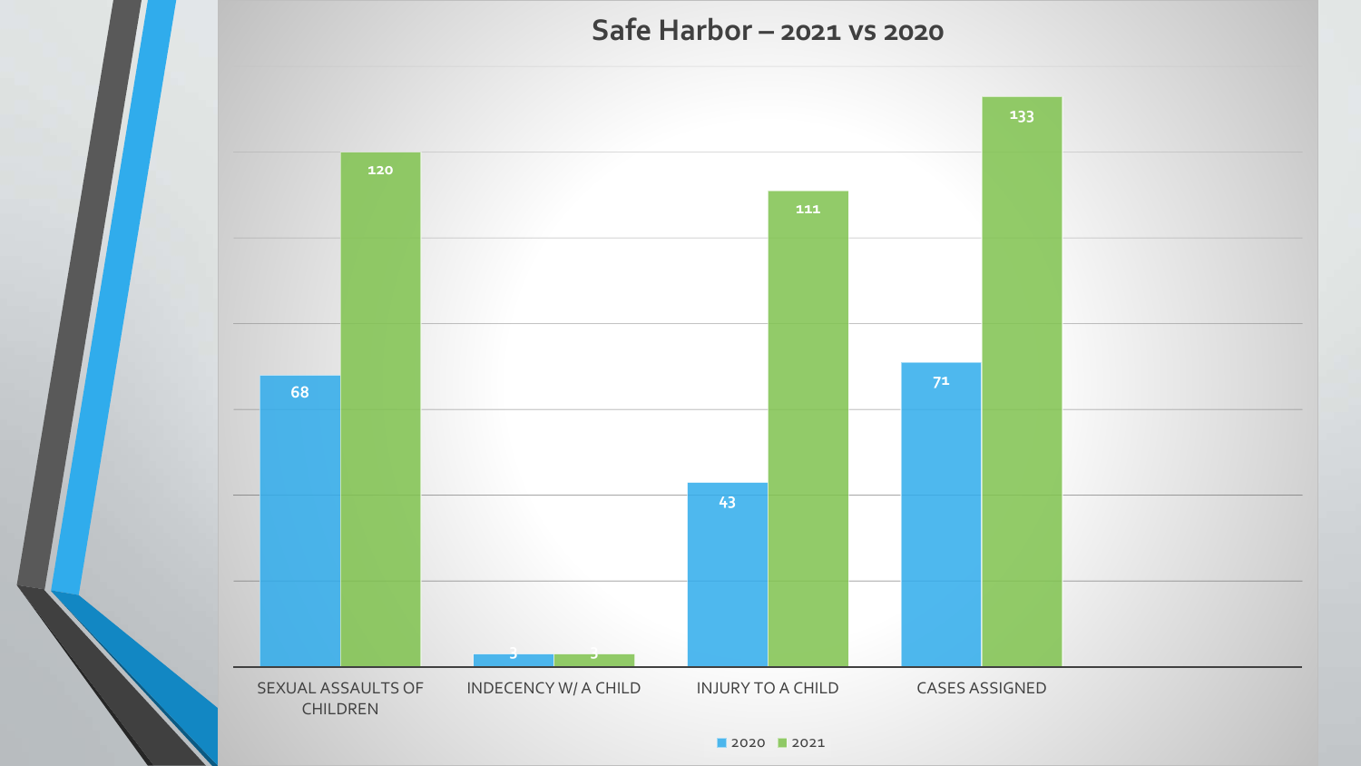# Safe Harbor – 2021 vs 2020

| | 2020 | 2021 |
|---|---|---|
| SEXUAL ASSAULTS OF CHILDREN | 68 | 120 |
| INDECENCY W/ A CHILD | 3 | 3 |
| INJURY TO A CHILD | 43 | 111 |
| CASES ASSIGNED | 71 | 133 |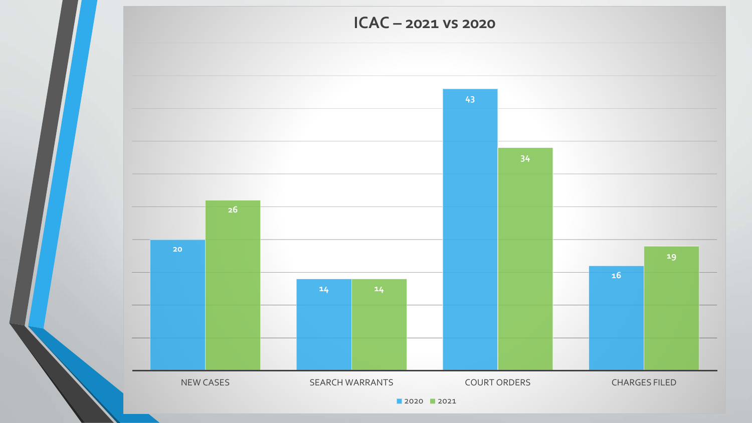# ICAC – 2021 VS 2020

43

34

26

20

14

14

19

16

NEW CASES

SEARCH WARRANTS

COURT ORDERS

CHARGES FILED

2020 2021